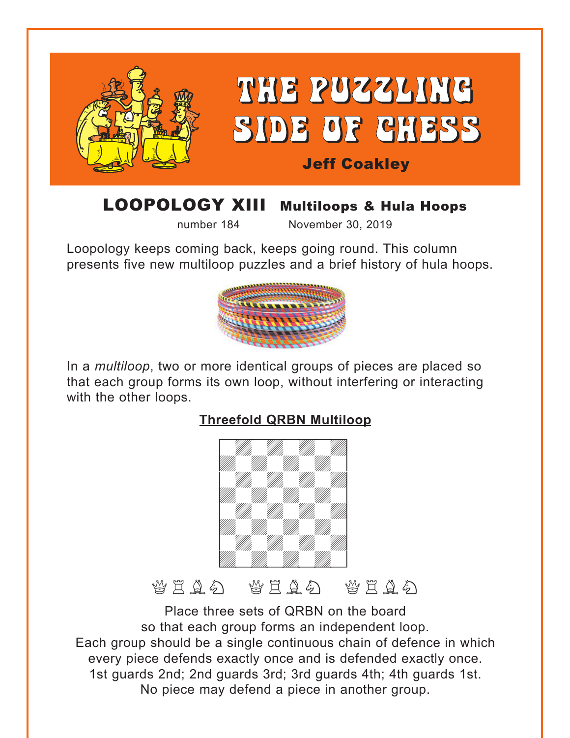# THE PUZZLING SIDE OF CHESS

**Jeff Coakley**

## LOOPOLOGY XIII Multiloops & Hula Hoops

number 184 November 30, 2019

Loopology keeps coming back, keeps going round. This column presents five new multiloop puzzles and a brief history of hula hoops.

In a *multiloop*, two or more identical groups of pieces are placed so that each group forms its own loop, without interfering or interacting with the other loops.

### Threefold QRBN Multiloop

♕♖♗♘ ♕♖♗♘ ♕♖♗♘

Place three sets of QRBN on the board
so that each group forms an independent loop.
Each group should be a single continuous chain of defence in which
every piece defends exactly once and is defended exactly once.
1st guards 2nd; 2nd guards 3rd; 3rd guards 4th; 4th guards 1st.
No piece may defend a piece in another group.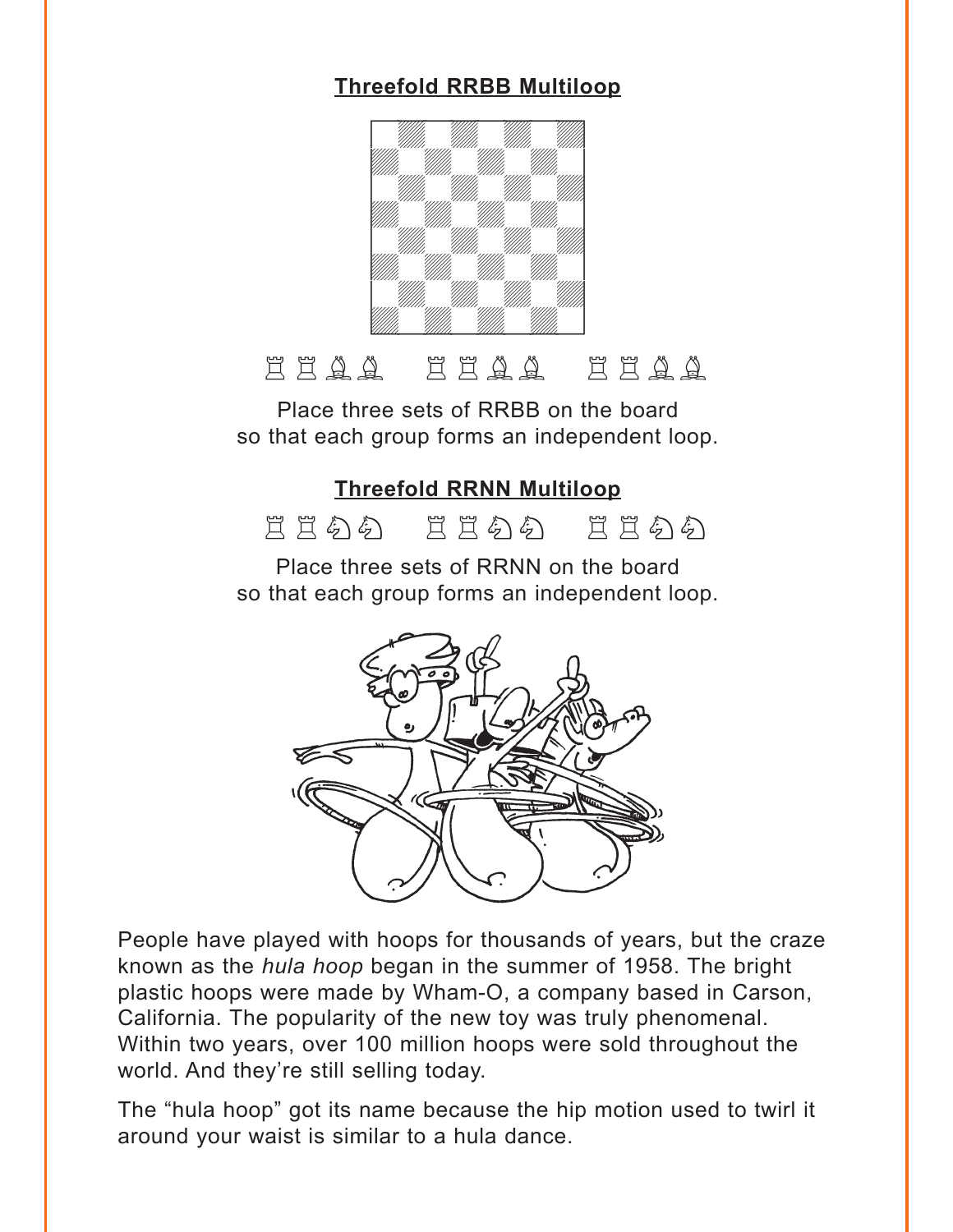**Threefold RRBB Multiloop**

♖♖♗♗ ♖♖♗♗ ♖♖♗♗

Place three sets of RRBB on the board so that each group forms an independent loop.

**Threefold RRNN Multiloop**

♖♖♘♘ ♖♖♘♘ ♖♖♘♘

Place three sets of RRNN on the board so that each group forms an independent loop.

People have played with hoops for thousands of years, but the craze known as the *hula hoop* began in the summer of 1958. The bright plastic hoops were made by Wham-O, a company based in Carson, California. The popularity of the new toy was truly phenomenal. Within two years, over 100 million hoops were sold throughout the world. And they're still selling today.

The "hula hoop" got its name because the hip motion used to twirl it around your waist is similar to a hula dance.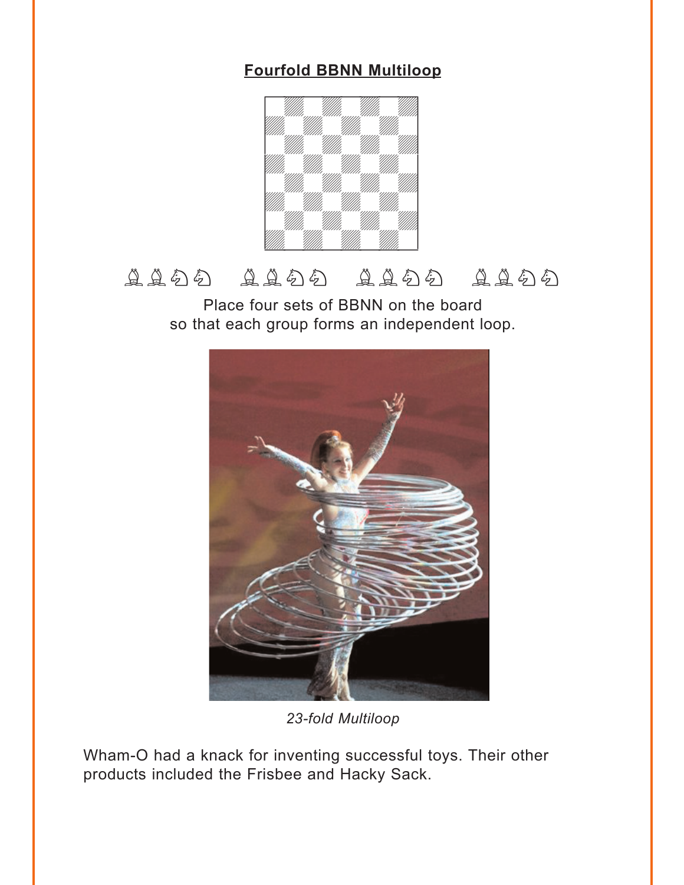**Fourfold BBNN Multiloop**

♗♗♘♘ ♗♗♘♘ ♗♗♘♘ ♗♗♘♘

Place four sets of BBNN on the board
so that each group forms an independent loop.

*23-fold Multiloop*

Wham-O had a knack for inventing successful toys. Their other products included the Frisbee and Hacky Sack.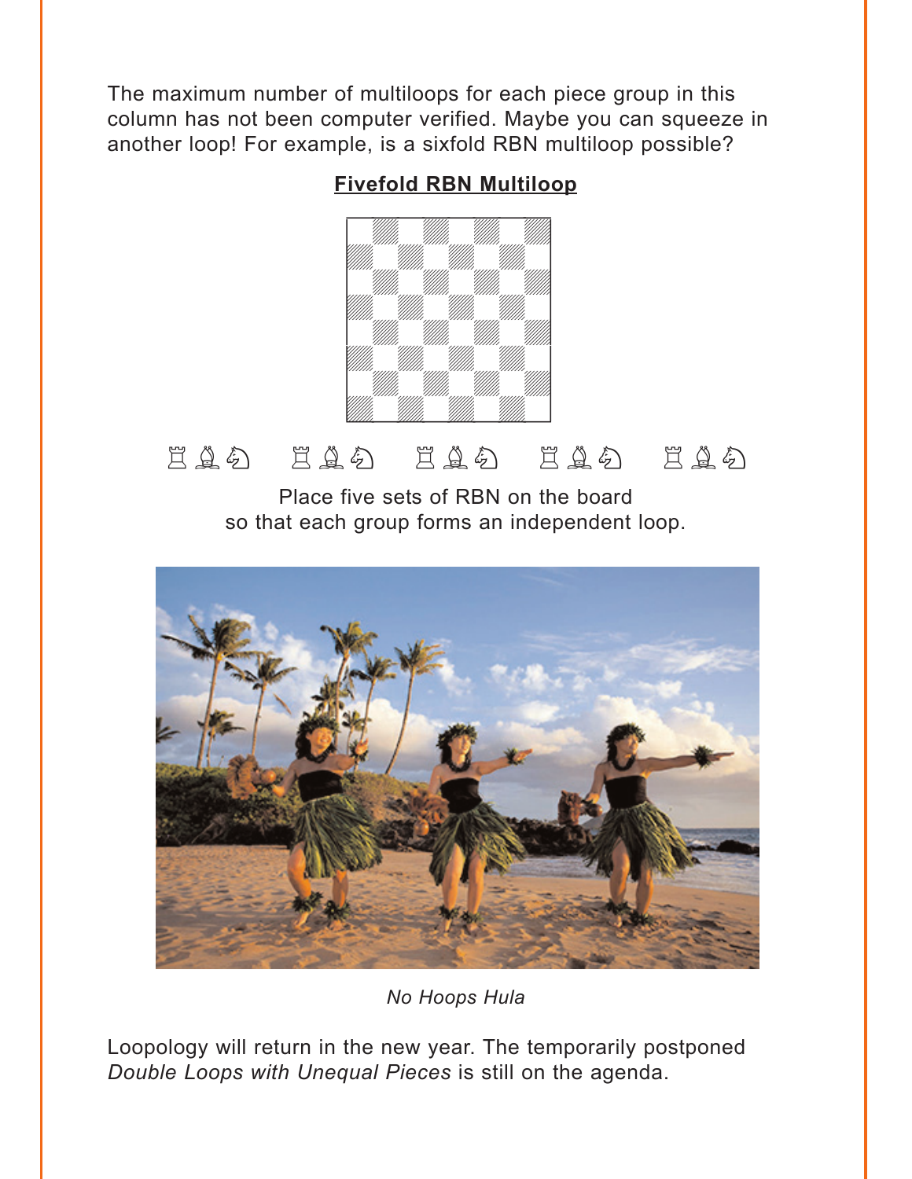The maximum number of multiloops for each piece group in this column has not been computer verified. Maybe you can squeeze in another loop! For example, is a sixfold RBN multiloop possible?

**Fivefold RBN Multiloop**

♖♗♘ ♖♗♘ ♖♗♘ ♖♗♘ ♖♗♘

Place five sets of RBN on the board
so that each group forms an independent loop.

*No Hoops Hula*

Loopology will return in the new year. The temporarily postponed *Double Loops with Unequal Pieces* is still on the agenda.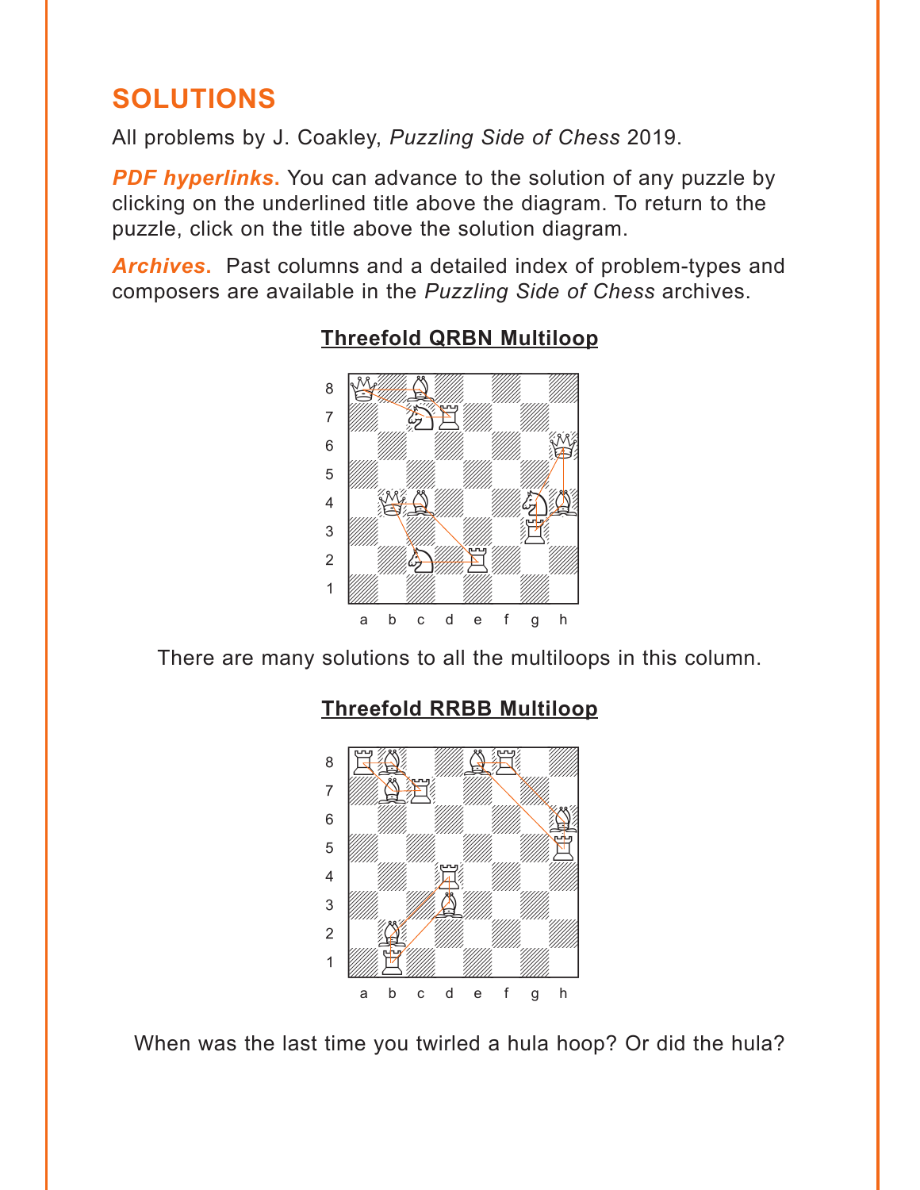## SOLUTIONS

All problems by J. Coakley, *Puzzling Side of Chess* 2019.

***PDF hyperlinks.*** You can advance to the solution of any puzzle by clicking on the underlined title above the diagram. To return to the puzzle, click on the title above the solution diagram.

***Archives.*** Past columns and a detailed index of problem-types and composers are available in the *Puzzling Side of Chess* archives.

### Threefold QRBN Multiloop

There are many solutions to all the multiloops in this column.

### Threefold RRBB Multiloop

When was the last time you twirled a hula hoop? Or did the hula?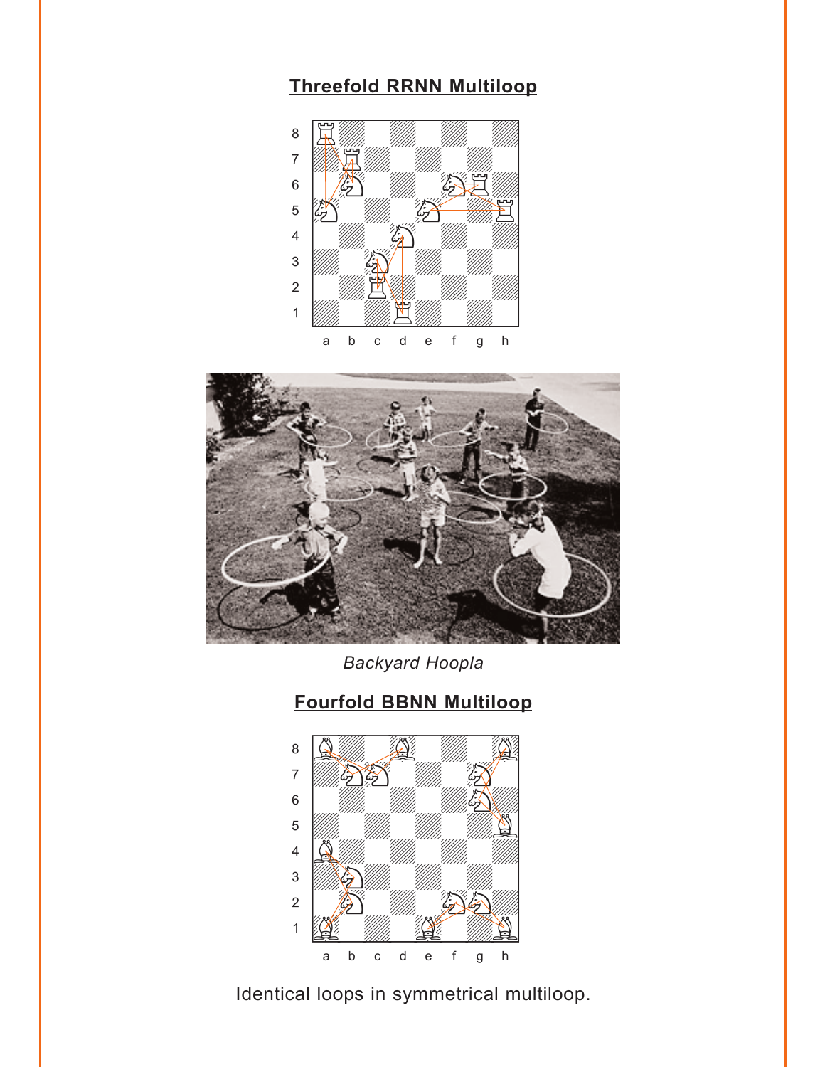## Threefold RRNN Multiloop

8
7
6
5
4
3
2
1

a b c d e f g h

*Backyard Hoopla*

## Fourfold BBNN Multiloop

8
7
6
5
4
3
2
1

a b c d e f g h

Identical loops in symmetrical multiloop.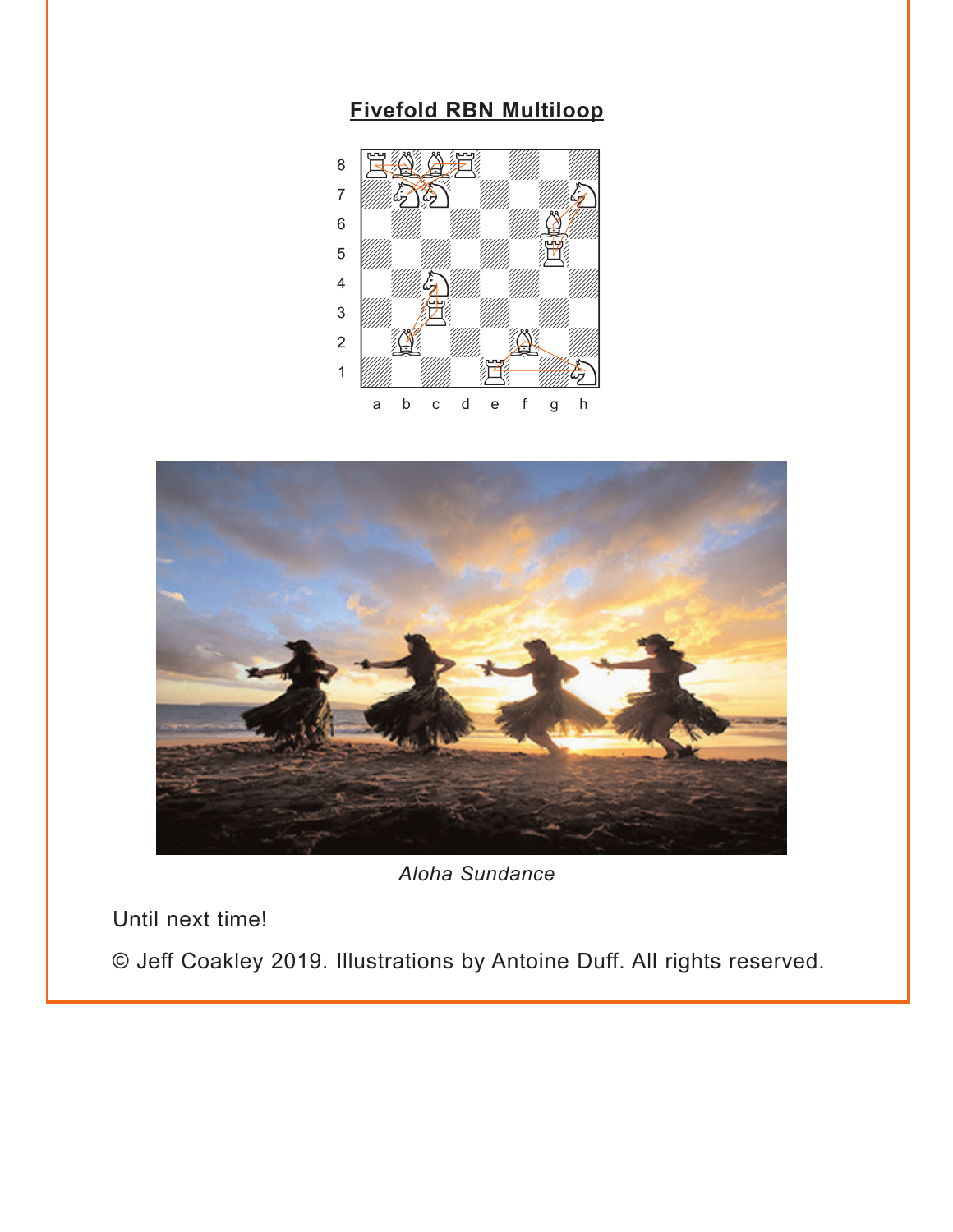**Fivefold RBN Multiloop**

*Aloha Sundance*

Until next time!

© Jeff Coakley 2019. Illustrations by Antoine Duff. All rights reserved.